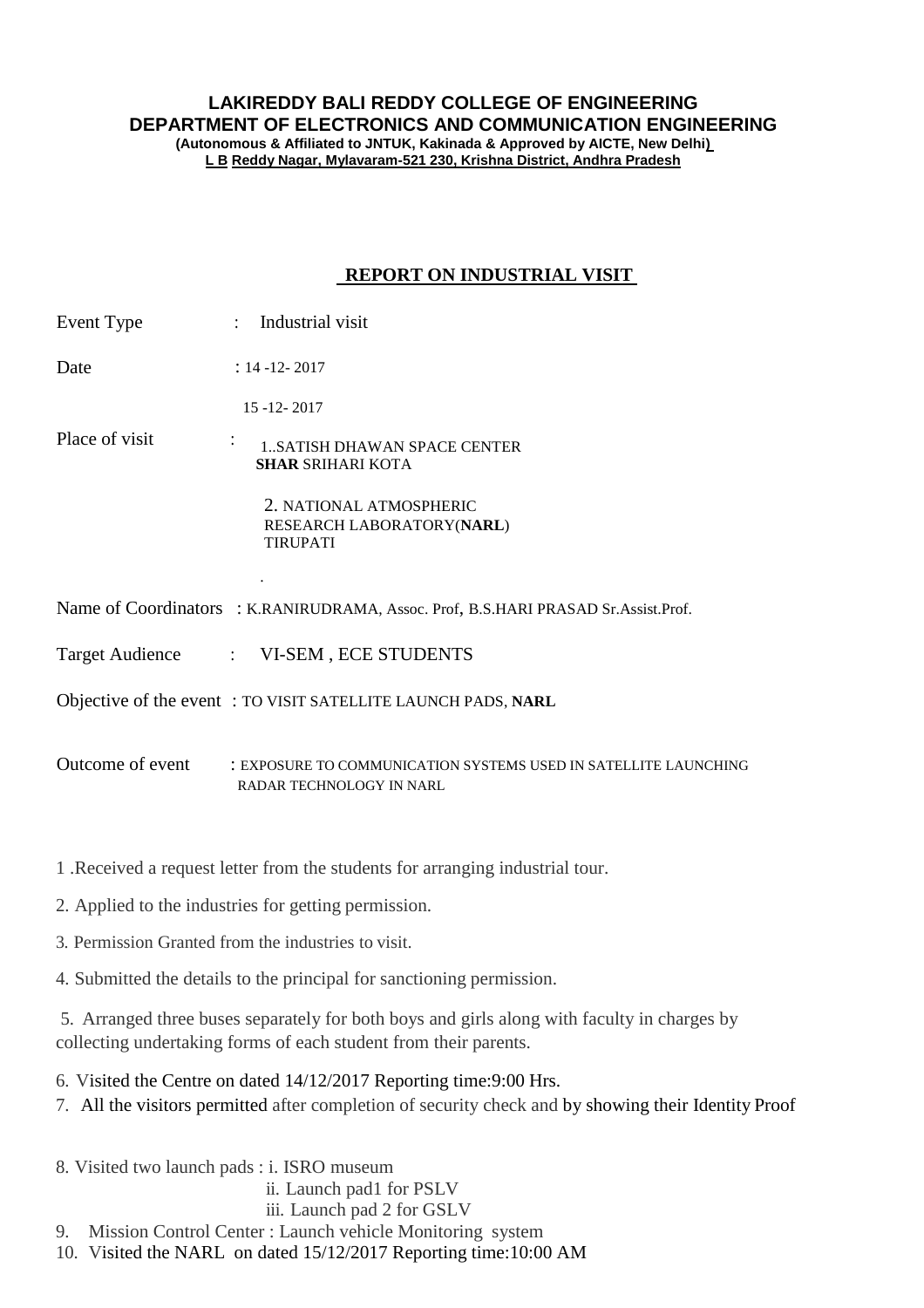**LAKIREDDY BALI REDDY COLLEGE OF ENGINEERING**
**DEPARTMENT OF ELECTRONICS AND COMMUNICATION ENGINEERING**
**(Autonomous & Affiliated to JNTUK, Kakinada & Approved by AICTE, New Delhi)**
**L B Reddy Nagar, Mylavaram-521 230, Krishna District, Andhra Pradesh**

## REPORT ON INDUSTRIAL VISIT

Event Type : Industrial visit

Date : 14 -12- 2017

15 -12- 2017

Place of visit : 1..SATISH DHAWAN SPACE CENTER **SHAR** SRIHARI KOTA

2. NATIONAL ATMOSPHERIC RESEARCH LABORATORY(**NARL**) TIRUPATI

.

Name of Coordinators : K.RANIRUDRAMA, Assoc. Prof, B.S.HARI PRASAD Sr.Assist.Prof.

Target Audience : VI-SEM , ECE STUDENTS

Objective of the event : TO VISIT SATELLITE LAUNCH PADS, **NARL**

Outcome of event : EXPOSURE TO COMMUNICATION SYSTEMS USED IN SATELLITE LAUNCHING RADAR TECHNOLOGY IN NARL

1 .Received a request letter from the students for arranging industrial tour.

2. Applied to the industries for getting permission.

3. Permission Granted from the industries to visit.

4. Submitted the details to the principal for sanctioning permission.

5. Arranged three buses separately for both boys and girls along with faculty in charges by collecting undertaking forms of each student from their parents.

6. Visited the Centre on dated 14/12/2017 Reporting time:9:00 Hrs.

7. All the visitors permitted after completion of security check and by showing their Identity Proof

8. Visited two launch pads : i. ISRO museum
   ii. Launch pad1 for PSLV
   iii. Launch pad 2 for GSLV

9. Mission Control Center : Launch vehicle Monitoring system

10. Visited the NARL on dated 15/12/2017 Reporting time:10:00 AM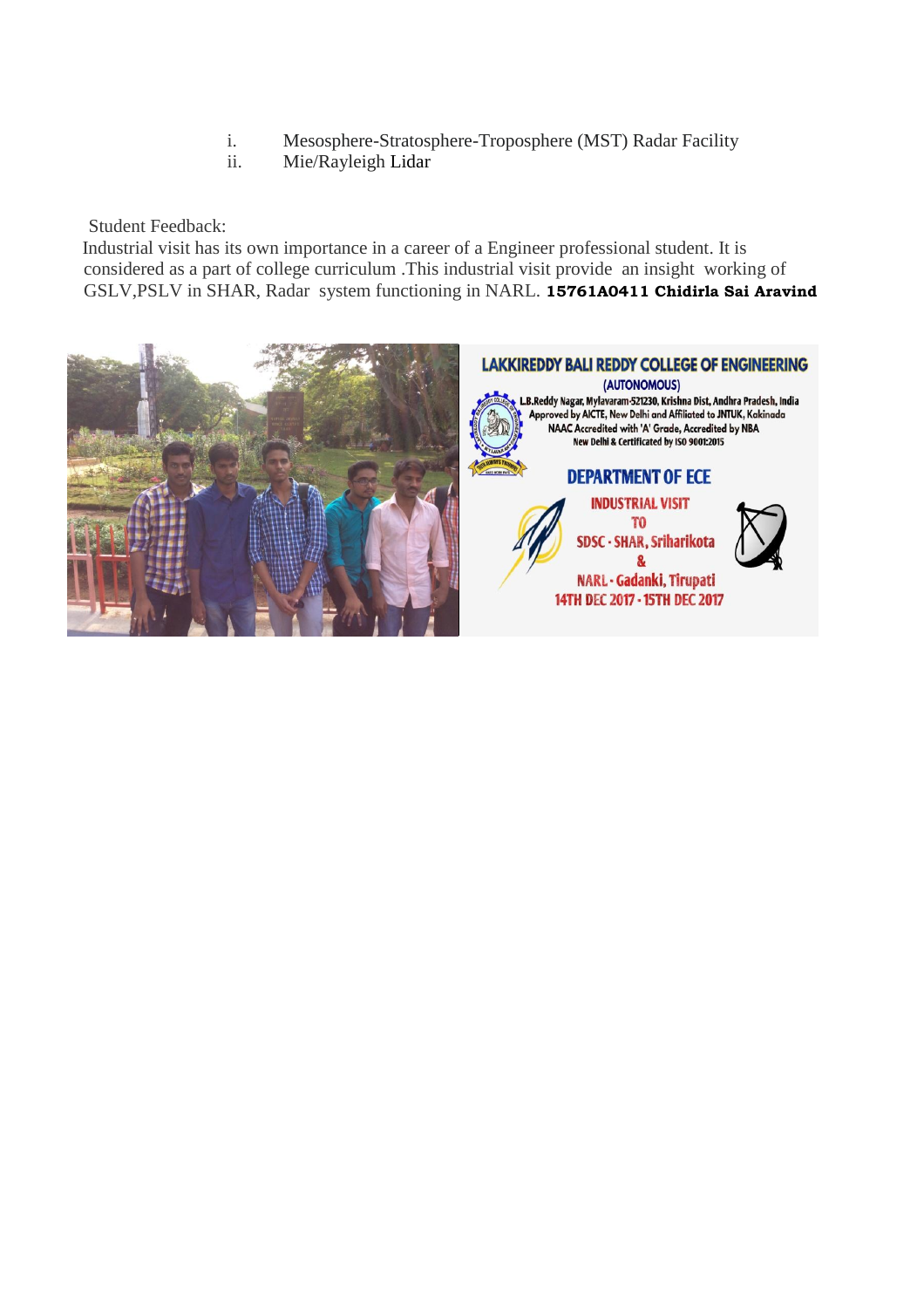i. Mesosphere-Stratosphere-Troposphere (MST) Radar Facility
ii. Mie/Rayleigh Lidar

Student Feedback:

Industrial visit has its own importance in a career of a Engineer professional student. It is considered as a part of college curriculum .This industrial visit provide an insight working of GSLV,PSLV in SHAR, Radar system functioning in NARL. **15761A0411 Chidirla Sai Aravind**